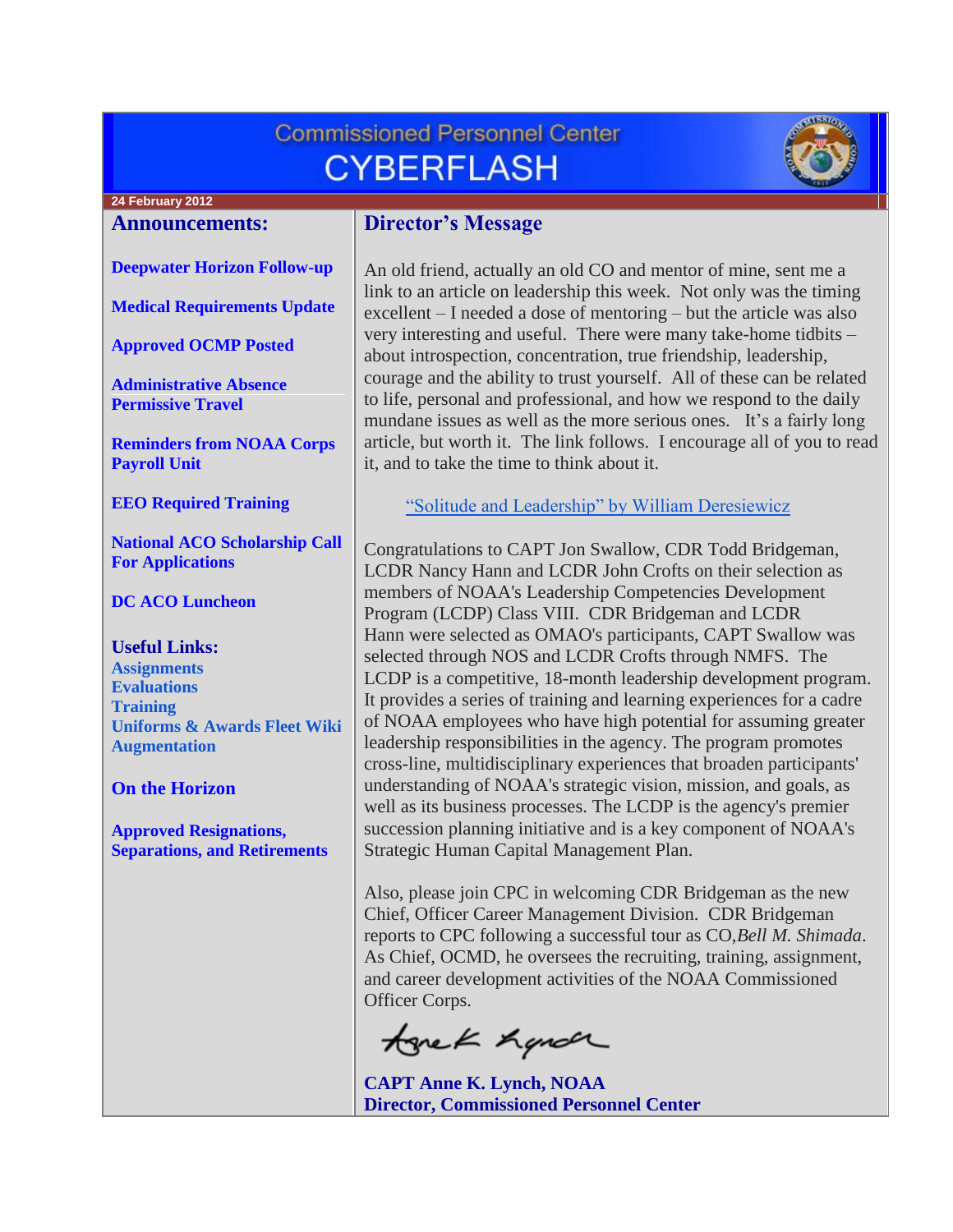# Commissioned Personnel Center CYBERFLASH

24 February 2012

## Announcements:

Deepwater Horizon Follow-up

Medical Requirements Update

Approved OCMP Posted

Administrative Absence
Permissive Travel

Reminders from NOAA Corps Payroll Unit

EEO Required Training

National ACO Scholarship Call For Applications

DC ACO Luncheon

**Useful Links:**

Assignments
Evaluations
Training
Uniforms & Awards Fleet Wiki
Augmentation

On the Horizon

Approved Resignations, Separations, and Retirements

## Director's Message

An old friend, actually an old CO and mentor of mine, sent me a link to an article on leadership this week. Not only was the timing excellent – I needed a dose of mentoring – but the article was also very interesting and useful. There were many take-home tidbits – about introspection, concentration, true friendship, leadership, courage and the ability to trust yourself. All of these can be related to life, personal and professional, and how we respond to the daily mundane issues as well as the more serious ones. It's a fairly long article, but worth it. The link follows. I encourage all of you to read it, and to take the time to think about it.

"Solitude and Leadership" by William Deresiewicz

Congratulations to CAPT Jon Swallow, CDR Todd Bridgeman, LCDR Nancy Hann and LCDR John Crofts on their selection as members of NOAA's Leadership Competencies Development Program (LCDP) Class VIII. CDR Bridgeman and LCDR Hann were selected as OMAO's participants, CAPT Swallow was selected through NOS and LCDR Crofts through NMFS. The LCDP is a competitive, 18-month leadership development program. It provides a series of training and learning experiences for a cadre of NOAA employees who have high potential for assuming greater leadership responsibilities in the agency. The program promotes cross-line, multidisciplinary experiences that broaden participants' understanding of NOAA's strategic vision, mission, and goals, as well as its business processes. The LCDP is the agency's premier succession planning initiative and is a key component of NOAA's Strategic Human Capital Management Plan.

Also, please join CPC in welcoming CDR Bridgeman as the new Chief, Officer Career Management Division. CDR Bridgeman reports to CPC following a successful tour as CO, *Bell M. Shimada*. As Chief, OCMD, he oversees the recruiting, training, assignment, and career development activities of the NOAA Commissioned Officer Corps.

**CAPT Anne K. Lynch, NOAA**
**Director, Commissioned Personnel Center**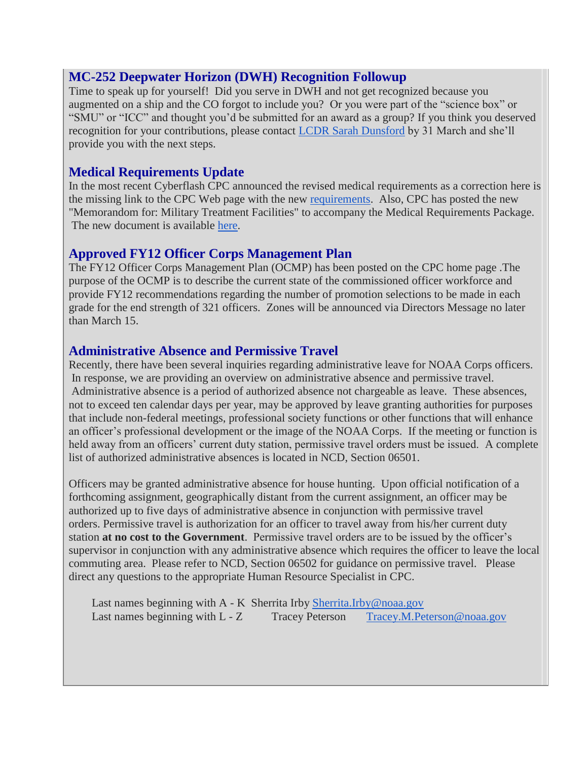## MC-252 Deepwater Horizon (DWH) Recognition Followup

Time to speak up for yourself! Did you serve in DWH and not get recognized because you augmented on a ship and the CO forgot to include you? Or you were part of the "science box" or "SMU" or "ICC" and thought you'd be submitted for an award as a group? If you think you deserved recognition for your contributions, please contact LCDR Sarah Dunsford by 31 March and she'll provide you with the next steps.

## Medical Requirements Update

In the most recent Cyberflash CPC announced the revised medical requirements as a correction here is the missing link to the CPC Web page with the new requirements. Also, CPC has posted the new "Memorandom for: Military Treatment Facilities" to accompany the Medical Requirements Package. The new document is available here.

## Approved FY12 Officer Corps Management Plan

The FY12 Officer Corps Management Plan (OCMP) has been posted on the CPC home page .The purpose of the OCMP is to describe the current state of the commissioned officer workforce and provide FY12 recommendations regarding the number of promotion selections to be made in each grade for the end strength of 321 officers. Zones will be announced via Directors Message no later than March 15.

## Administrative Absence and Permissive Travel

Recently, there have been several inquiries regarding administrative leave for NOAA Corps officers. In response, we are providing an overview on administrative absence and permissive travel. Administrative absence is a period of authorized absence not chargeable as leave. These absences, not to exceed ten calendar days per year, may be approved by leave granting authorities for purposes that include non-federal meetings, professional society functions or other functions that will enhance an officer's professional development or the image of the NOAA Corps. If the meeting or function is held away from an officers' current duty station, permissive travel orders must be issued. A complete list of authorized administrative absences is located in NCD, Section 06501.

Officers may be granted administrative absence for house hunting. Upon official notification of a forthcoming assignment, geographically distant from the current assignment, an officer may be authorized up to five days of administrative absence in conjunction with permissive travel orders. Permissive travel is authorization for an officer to travel away from his/her current duty station **at no cost to the Government**. Permissive travel orders are to be issued by the officer's supervisor in conjunction with any administrative absence which requires the officer to leave the local commuting area. Please refer to NCD, Section 06502 for guidance on permissive travel. Please direct any questions to the appropriate Human Resource Specialist in CPC.

Last names beginning with A - K Sherrita Irby Sherrita.Irby@noaa.gov
Last names beginning with L - Z Tracey Peterson Tracey.M.Peterson@noaa.gov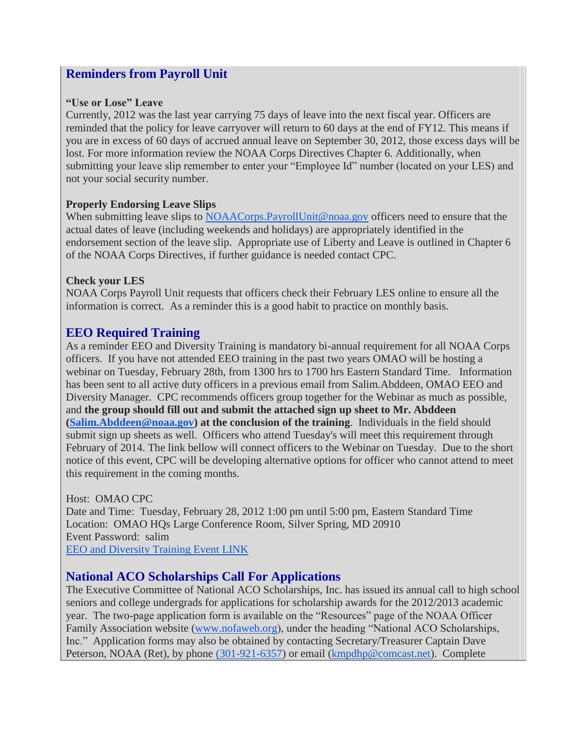## Reminders from Payroll Unit

**"Use or Lose" Leave**
Currently, 2012 was the last year carrying 75 days of leave into the next fiscal year. Officers are reminded that the policy for leave carryover will return to 60 days at the end of FY12. This means if you are in excess of 60 days of accrued annual leave on September 30, 2012, those excess days will be lost. For more information review the NOAA Corps Directives Chapter 6. Additionally, when submitting your leave slip remember to enter your "Employee Id" number (located on your LES) and not your social security number.

**Properly Endorsing Leave Slips**
When submitting leave slips to [NOAACorps.PayrollUnit@noaa.gov](mailto:NOAACorps.PayrollUnit@noaa.gov) officers need to ensure that the actual dates of leave (including weekends and holidays) are appropriately identified in the endorsement section of the leave slip. Appropriate use of Liberty and Leave is outlined in Chapter 6 of the NOAA Corps Directives, if further guidance is needed contact CPC.

**Check your LES**
NOAA Corps Payroll Unit requests that officers check their February LES online to ensure all the information is correct. As a reminder this is a good habit to practice on monthly basis.

## EEO Required Training

As a reminder EEO and Diversity Training is mandatory bi-annual requirement for all NOAA Corps officers. If you have not attended EEO training in the past two years OMAO will be hosting a webinar on Tuesday, February 28th, from 1300 hrs to 1700 hrs Eastern Standard Time. Information has been sent to all active duty officers in a previous email from Salim.Abddeen, OMAO EEO and Diversity Manager. CPC recommends officers group together for the Webinar as much as possible, and **the group should fill out and submit the attached sign up sheet to Mr. Abddeen ([Salim.Abddeen@noaa.gov](mailto:Salim.Abddeen@noaa.gov)) at the conclusion of the training**. Individuals in the field should submit sign up sheets as well. Officers who attend Tuesday's will meet this requirement through February of 2014. The link bellow will connect officers to the Webinar on Tuesday. Due to the short notice of this event, CPC will be developing alternative options for officer who cannot attend to meet this requirement in the coming months.

Host: OMAO CPC
Date and Time: Tuesday, February 28, 2012 1:00 pm until 5:00 pm, Eastern Standard Time
Location: OMAO HQs Large Conference Room, Silver Spring, MD 20910
Event Password: salim
EEO and Diversity Training Event LINK

## National ACO Scholarships Call For Applications

The Executive Committee of National ACO Scholarships, Inc. has issued its annual call to high school seniors and college undergrads for applications for scholarship awards for the 2012/2013 academic year. The two-page application form is available on the "Resources" page of the NOAA Officer Family Association website ([www.nofaweb.org](http://www.nofaweb.org)), under the heading "National ACO Scholarships, Inc." Application forms may also be obtained by contacting Secretary/Treasurer Captain Dave Peterson, NOAA (Ret), by phone (301-921-6357) or email ([kmpdhp@comcast.net](mailto:kmpdhp@comcast.net)). Complete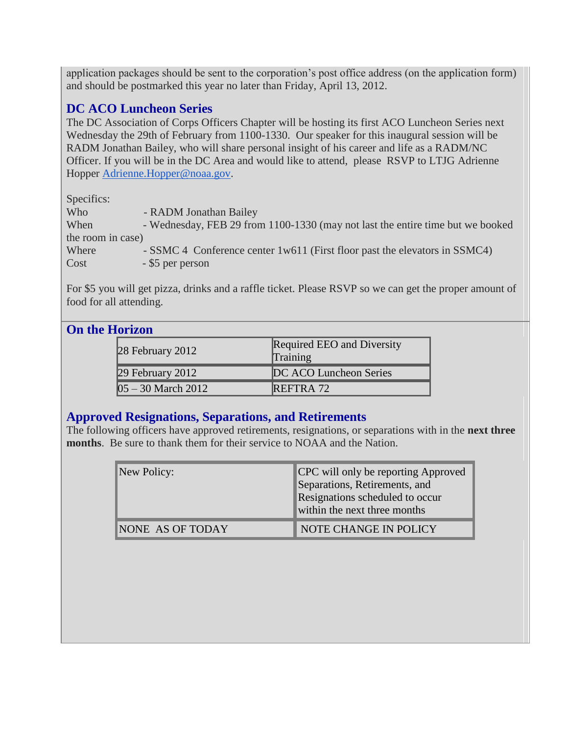application packages should be sent to the corporation's post office address (on the application form) and should be postmarked this year no later than Friday, April 13, 2012.

## DC ACO Luncheon Series

The DC Association of Corps Officers Chapter will be hosting its first ACO Luncheon Series next Wednesday the 29th of February from 1100-1330. Our speaker for this inaugural session will be RADM Jonathan Bailey, who will share personal insight of his career and life as a RADM/NC Officer. If you will be in the DC Area and would like to attend, please RSVP to LTJG Adrienne Hopper Adrienne.Hopper@noaa.gov.

Specifics:
Who - RADM Jonathan Bailey
When - Wednesday, FEB 29 from 1100-1330 (may not last the entire time but we booked the room in case)
Where - SSMC 4 Conference center 1w611 (First floor past the elevators in SSMC4)
Cost - $5 per person

For $5 you will get pizza, drinks and a raffle ticket. Please RSVP so we can get the proper amount of food for all attending.

## On the Horizon

| | |
|---|---|
| 28 February 2012 | Required EEO and Diversity Training |
| 29 February 2012 | DC ACO Luncheon Series |
| 05 – 30 March 2012 | REFTRA 72 |

## Approved Resignations, Separations, and Retirements

The following officers have approved retirements, resignations, or separations with in the **next three months**. Be sure to thank them for their service to NOAA and the Nation.

| | |
|---|---|
| New Policy: | CPC will only be reporting Approved Separations, Retirements, and Resignations scheduled to occur within the next three months |
| NONE AS OF TODAY | NOTE CHANGE IN POLICY |